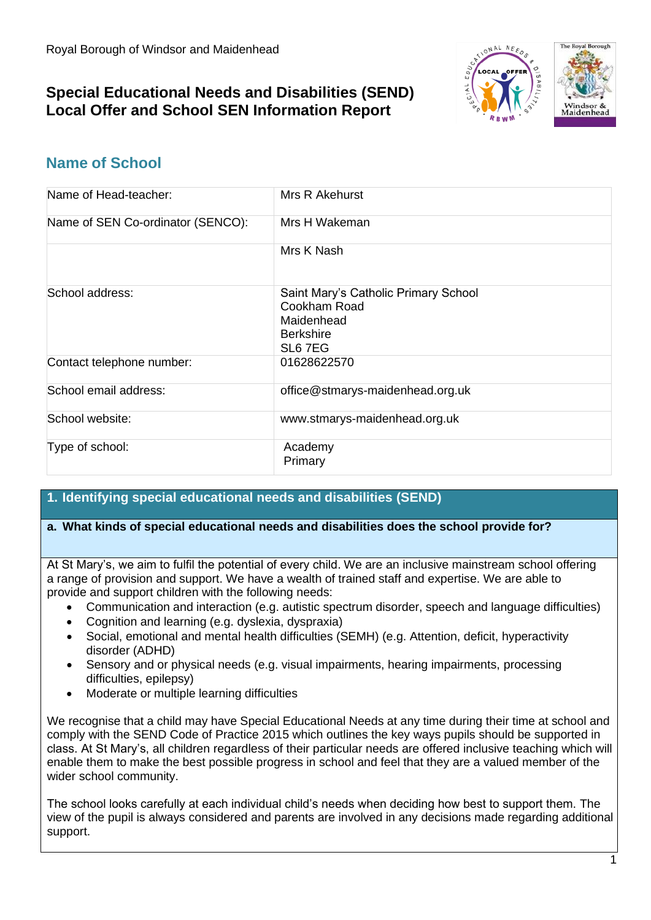Royal Borough of Windsor and Maidenhead

# Special Educational Needs and Disabilities (SEND) Local Offer and School SEN Information Report

## Name of School

| | |
|---|---|
| Name of Head-teacher: | Mrs R Akehurst |
| Name of SEN Co-ordinator (SENCO): | Mrs H Wakeman |
| | Mrs K Nash |
| School address: | Saint Mary's Catholic Primary School<br>Cookham Road<br>Maidenhead<br>Berkshire<br>SL6 7EG |
| Contact telephone number: | 01628622570 |
| School email address: | office@stmarys-maidenhead.org.uk |
| School website: | www.stmarys-maidenhead.org.uk |
| Type of school: | Academy<br>Primary |

## 1. Identifying special educational needs and disabilities (SEND)

### a. What kinds of special educational needs and disabilities does the school provide for?

At St Mary's, we aim to fulfil the potential of every child. We are an inclusive mainstream school offering a range of provision and support. We have a wealth of trained staff and expertise. We are able to provide and support children with the following needs:

- Communication and interaction (e.g. autistic spectrum disorder, speech and language difficulties)
- Cognition and learning (e.g. dyslexia, dyspraxia)
- Social, emotional and mental health difficulties (SEMH) (e.g. Attention, deficit, hyperactivity disorder (ADHD)
- Sensory and or physical needs (e.g. visual impairments, hearing impairments, processing difficulties, epilepsy)
- Moderate or multiple learning difficulties

We recognise that a child may have Special Educational Needs at any time during their time at school and comply with the SEND Code of Practice 2015 which outlines the key ways pupils should be supported in class. At St Mary's, all children regardless of their particular needs are offered inclusive teaching which will enable them to make the best possible progress in school and feel that they are a valued member of the wider school community.

The school looks carefully at each individual child's needs when deciding how best to support them. The view of the pupil is always considered and parents are involved in any decisions made regarding additional support.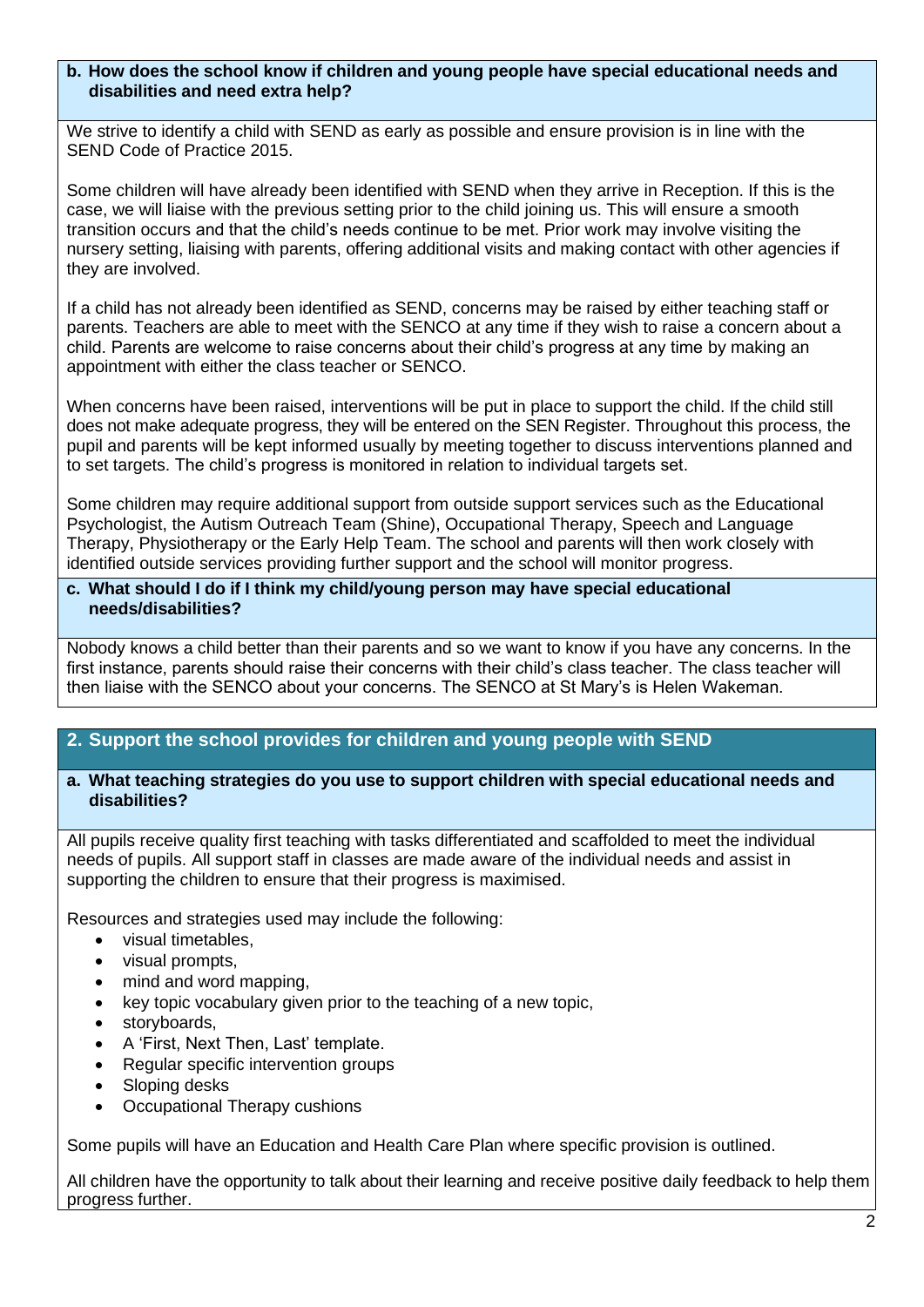### b. How does the school know if children and young people have special educational needs and disabilities and need extra help?

We strive to identify a child with SEND as early as possible and ensure provision is in line with the SEND Code of Practice 2015.

Some children will have already been identified with SEND when they arrive in Reception. If this is the case, we will liaise with the previous setting prior to the child joining us. This will ensure a smooth transition occurs and that the child's needs continue to be met. Prior work may involve visiting the nursery setting, liaising with parents, offering additional visits and making contact with other agencies if they are involved.

If a child has not already been identified as SEND, concerns may be raised by either teaching staff or parents. Teachers are able to meet with the SENCO at any time if they wish to raise a concern about a child. Parents are welcome to raise concerns about their child's progress at any time by making an appointment with either the class teacher or SENCO.

When concerns have been raised, interventions will be put in place to support the child. If the child still does not make adequate progress, they will be entered on the SEN Register. Throughout this process, the pupil and parents will be kept informed usually by meeting together to discuss interventions planned and to set targets. The child's progress is monitored in relation to individual targets set.

Some children may require additional support from outside support services such as the Educational Psychologist, the Autism Outreach Team (Shine), Occupational Therapy, Speech and Language Therapy, Physiotherapy or the Early Help Team. The school and parents will then work closely with identified outside services providing further support and the school will monitor progress.

### c. What should I do if I think my child/young person may have special educational needs/disabilities?

Nobody knows a child better than their parents and so we want to know if you have any concerns. In the first instance, parents should raise their concerns with their child's class teacher. The class teacher will then liaise with the SENCO about your concerns. The SENCO at St Mary's is Helen Wakeman.

## 2. Support the school provides for children and young people with SEND

### a. What teaching strategies do you use to support children with special educational needs and disabilities?

All pupils receive quality first teaching with tasks differentiated and scaffolded to meet the individual needs of pupils. All support staff in classes are made aware of the individual needs and assist in supporting the children to ensure that their progress is maximised.

Resources and strategies used may include the following:

- visual timetables,
- visual prompts,
- mind and word mapping,
- key topic vocabulary given prior to the teaching of a new topic,
- storyboards,
- A 'First, Next Then, Last' template.
- Regular specific intervention groups
- Sloping desks
- Occupational Therapy cushions

Some pupils will have an Education and Health Care Plan where specific provision is outlined.

All children have the opportunity to talk about their learning and receive positive daily feedback to help them progress further.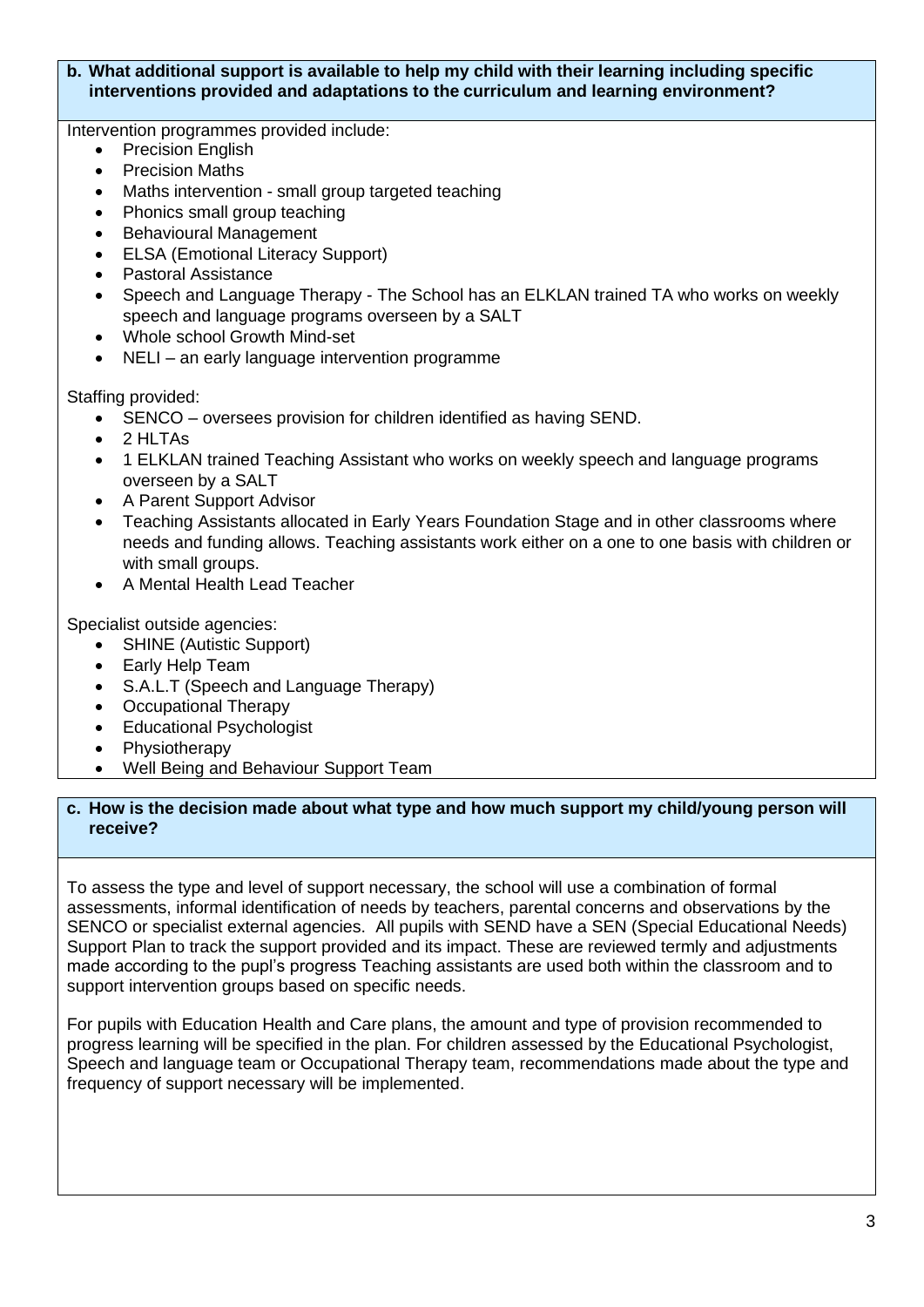**b. What additional support is available to help my child with their learning including specific interventions provided and adaptations to the curriculum and learning environment?**

Intervention programmes provided include:

- Precision English
- Precision Maths
- Maths intervention - small group targeted teaching
- Phonics small group teaching
- Behavioural Management
- ELSA (Emotional Literacy Support)
- Pastoral Assistance
- Speech and Language Therapy - The School has an ELKLAN trained TA who works on weekly speech and language programs overseen by a SALT
- Whole school Growth Mind-set
- NELI – an early language intervention programme

Staffing provided:

- SENCO – oversees provision for children identified as having SEND.
- 2 HLTAs
- 1 ELKLAN trained Teaching Assistant who works on weekly speech and language programs overseen by a SALT
- A Parent Support Advisor
- Teaching Assistants allocated in Early Years Foundation Stage and in other classrooms where needs and funding allows. Teaching assistants work either on a one to one basis with children or with small groups.
- A Mental Health Lead Teacher

Specialist outside agencies:

- SHINE (Autistic Support)
- Early Help Team
- S.A.L.T (Speech and Language Therapy)
- Occupational Therapy
- Educational Psychologist
- Physiotherapy
- Well Being and Behaviour Support Team

**c. How is the decision made about what type and how much support my child/young person will receive?**

To assess the type and level of support necessary, the school will use a combination of formal assessments, informal identification of needs by teachers, parental concerns and observations by the SENCO or specialist external agencies. All pupils with SEND have a SEN (Special Educational Needs) Support Plan to track the support provided and its impact. These are reviewed termly and adjustments made according to the pupl's progress Teaching assistants are used both within the classroom and to support intervention groups based on specific needs.

For pupils with Education Health and Care plans, the amount and type of provision recommended to progress learning will be specified in the plan. For children assessed by the Educational Psychologist, Speech and language team or Occupational Therapy team, recommendations made about the type and frequency of support necessary will be implemented.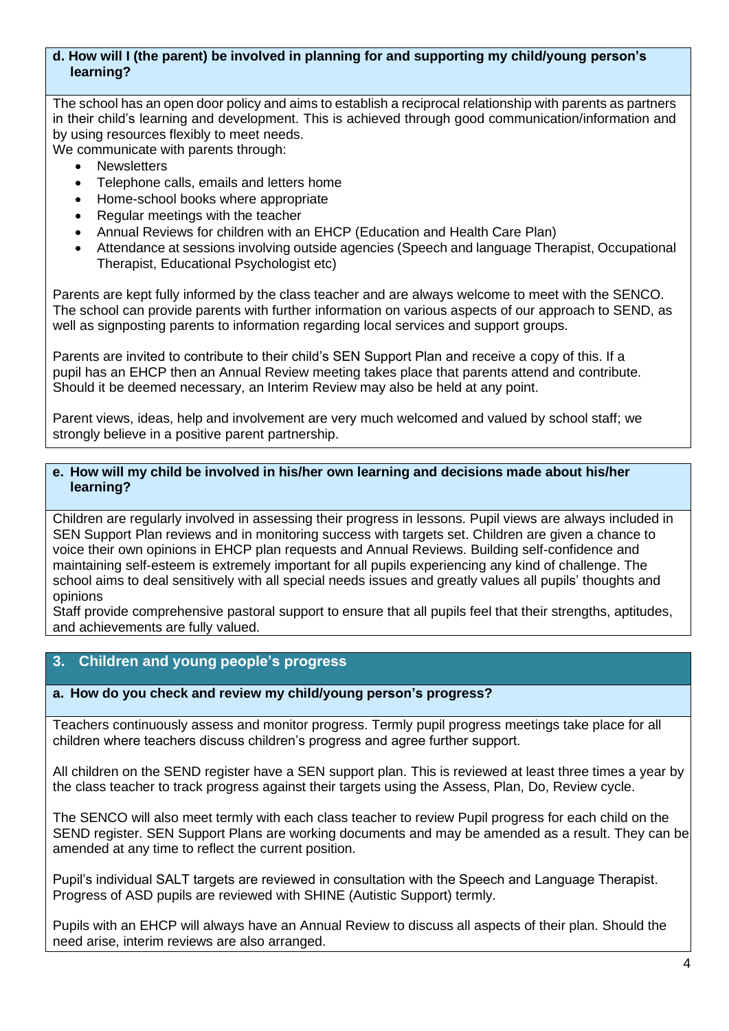### d. How will I (the parent) be involved in planning for and supporting my child/young person's learning?

The school has an open door policy and aims to establish a reciprocal relationship with parents as partners in their child's learning and development. This is achieved through good communication/information and by using resources flexibly to meet needs.

We communicate with parents through:

- Newsletters
- Telephone calls, emails and letters home
- Home-school books where appropriate
- Regular meetings with the teacher
- Annual Reviews for children with an EHCP (Education and Health Care Plan)
- Attendance at sessions involving outside agencies (Speech and language Therapist, Occupational Therapist, Educational Psychologist etc)

Parents are kept fully informed by the class teacher and are always welcome to meet with the SENCO. The school can provide parents with further information on various aspects of our approach to SEND, as well as signposting parents to information regarding local services and support groups.

Parents are invited to contribute to their child's SEN Support Plan and receive a copy of this. If a pupil has an EHCP then an Annual Review meeting takes place that parents attend and contribute. Should it be deemed necessary, an Interim Review may also be held at any point.

Parent views, ideas, help and involvement are very much welcomed and valued by school staff; we strongly believe in a positive parent partnership.

### e. How will my child be involved in his/her own learning and decisions made about his/her learning?

Children are regularly involved in assessing their progress in lessons. Pupil views are always included in SEN Support Plan reviews and in monitoring success with targets set. Children are given a chance to voice their own opinions in EHCP plan requests and Annual Reviews. Building self-confidence and maintaining self-esteem is extremely important for all pupils experiencing any kind of challenge. The school aims to deal sensitively with all special needs issues and greatly values all pupils' thoughts and opinions

Staff provide comprehensive pastoral support to ensure that all pupils feel that their strengths, aptitudes, and achievements are fully valued.

## 3. Children and young people's progress

### a. How do you check and review my child/young person's progress?

Teachers continuously assess and monitor progress. Termly pupil progress meetings take place for all children where teachers discuss children's progress and agree further support.

All children on the SEND register have a SEN support plan. This is reviewed at least three times a year by the class teacher to track progress against their targets using the Assess, Plan, Do, Review cycle.

The SENCO will also meet termly with each class teacher to review Pupil progress for each child on the SEND register. SEN Support Plans are working documents and may be amended as a result. They can be amended at any time to reflect the current position.

Pupil's individual SALT targets are reviewed in consultation with the Speech and Language Therapist. Progress of ASD pupils are reviewed with SHINE (Autistic Support) termly.

Pupils with an EHCP will always have an Annual Review to discuss all aspects of their plan. Should the need arise, interim reviews are also arranged.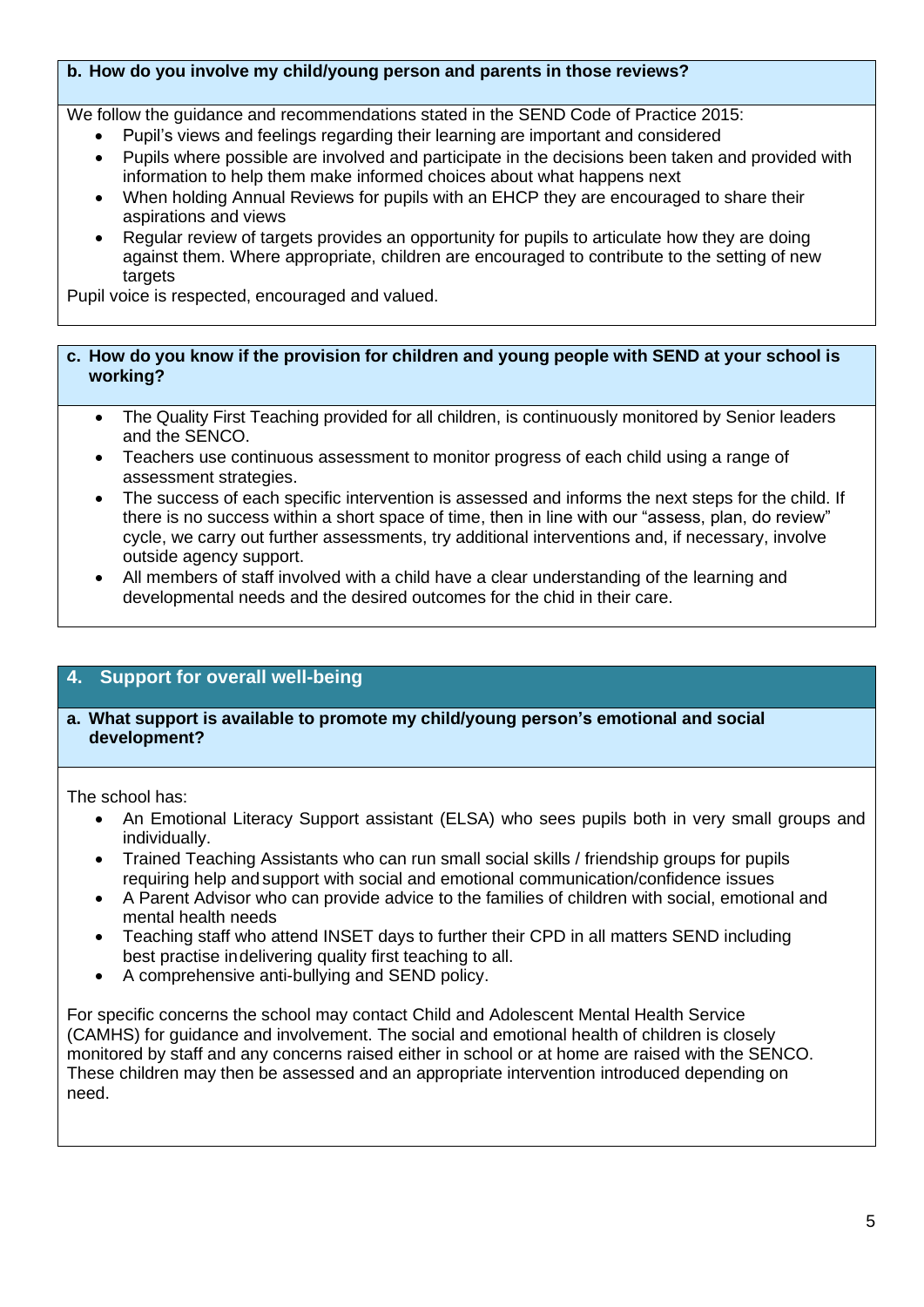### b. How do you involve my child/young person and parents in those reviews?

We follow the guidance and recommendations stated in the SEND Code of Practice 2015:

- Pupil's views and feelings regarding their learning are important and considered
- Pupils where possible are involved and participate in the decisions been taken and provided with information to help them make informed choices about what happens next
- When holding Annual Reviews for pupils with an EHCP they are encouraged to share their aspirations and views
- Regular review of targets provides an opportunity for pupils to articulate how they are doing against them. Where appropriate, children are encouraged to contribute to the setting of new targets

Pupil voice is respected, encouraged and valued.

### c. How do you know if the provision for children and young people with SEND at your school is working?

- The Quality First Teaching provided for all children, is continuously monitored by Senior leaders and the SENCO.
- Teachers use continuous assessment to monitor progress of each child using a range of assessment strategies.
- The success of each specific intervention is assessed and informs the next steps for the child. If there is no success within a short space of time, then in line with our "assess, plan, do review" cycle, we carry out further assessments, try additional interventions and, if necessary, involve outside agency support.
- All members of staff involved with a child have a clear understanding of the learning and developmental needs and the desired outcomes for the chid in their care.

## 4. Support for overall well-being

### a. What support is available to promote my child/young person's emotional and social development?

The school has:

- An Emotional Literacy Support assistant (ELSA) who sees pupils both in very small groups and individually.
- Trained Teaching Assistants who can run small social skills / friendship groups for pupils requiring help and support with social and emotional communication/confidence issues
- A Parent Advisor who can provide advice to the families of children with social, emotional and mental health needs
- Teaching staff who attend INSET days to further their CPD in all matters SEND including best practise in delivering quality first teaching to all.
- A comprehensive anti-bullying and SEND policy.

For specific concerns the school may contact Child and Adolescent Mental Health Service (CAMHS) for guidance and involvement. The social and emotional health of children is closely monitored by staff and any concerns raised either in school or at home are raised with the SENCO. These children may then be assessed and an appropriate intervention introduced depending on need.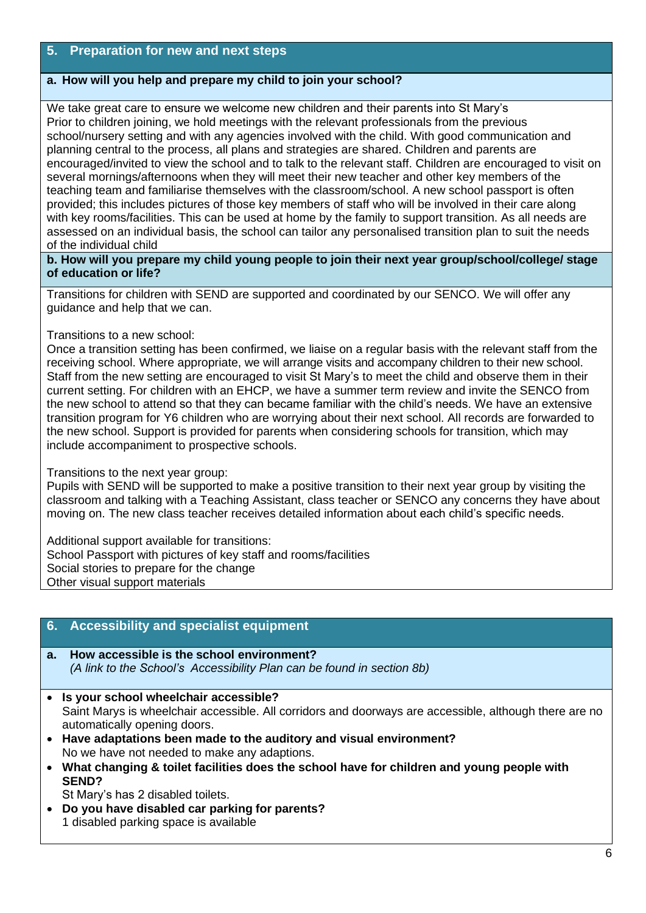## 5. Preparation for new and next steps

### a. How will you help and prepare my child to join your school?

We take great care to ensure we welcome new children and their parents into St Mary's
Prior to children joining, we hold meetings with the relevant professionals from the previous school/nursery setting and with any agencies involved with the child. With good communication and planning central to the process, all plans and strategies are shared. Children and parents are encouraged/invited to view the school and to talk to the relevant staff. Children are encouraged to visit on several mornings/afternoons when they will meet their new teacher and other key members of the teaching team and familiarise themselves with the classroom/school. A new school passport is often provided; this includes pictures of those key members of staff who will be involved in their care along with key rooms/facilities. This can be used at home by the family to support transition. As all needs are assessed on an individual basis, the school can tailor any personalised transition plan to suit the needs of the individual child

### b. How will you prepare my child young people to join their next year group/school/college/ stage of education or life?

Transitions for children with SEND are supported and coordinated by our SENCO. We will offer any guidance and help that we can.

Transitions to a new school:
Once a transition setting has been confirmed, we liaise on a regular basis with the relevant staff from the receiving school. Where appropriate, we will arrange visits and accompany children to their new school. Staff from the new setting are encouraged to visit St Mary's to meet the child and observe them in their current setting. For children with an EHCP, we have a summer term review and invite the SENCO from the new school to attend so that they can became familiar with the child's needs. We have an extensive transition program for Y6 children who are worrying about their next school. All records are forwarded to the new school. Support is provided for parents when considering schools for transition, which may include accompaniment to prospective schools.

Transitions to the next year group:
Pupils with SEND will be supported to make a positive transition to their next year group by visiting the classroom and talking with a Teaching Assistant, class teacher or SENCO any concerns they have about moving on. The new class teacher receives detailed information about each child's specific needs.

Additional support available for transitions:
School Passport with pictures of key staff and rooms/facilities
Social stories to prepare for the change
Other visual support materials

## 6. Accessibility and specialist equipment

### a. How accessible is the school environment?

*(A link to the School's Accessibility Plan can be found in section 8b)*

- **Is your school wheelchair accessible?**
  Saint Marys is wheelchair accessible. All corridors and doorways are accessible, although there are no automatically opening doors.
- **Have adaptations been made to the auditory and visual environment?**
  No we have not needed to make any adaptions.
- **What changing & toilet facilities does the school have for children and young people with SEND?**
  St Mary's has 2 disabled toilets.
- **Do you have disabled car parking for parents?**
  1 disabled parking space is available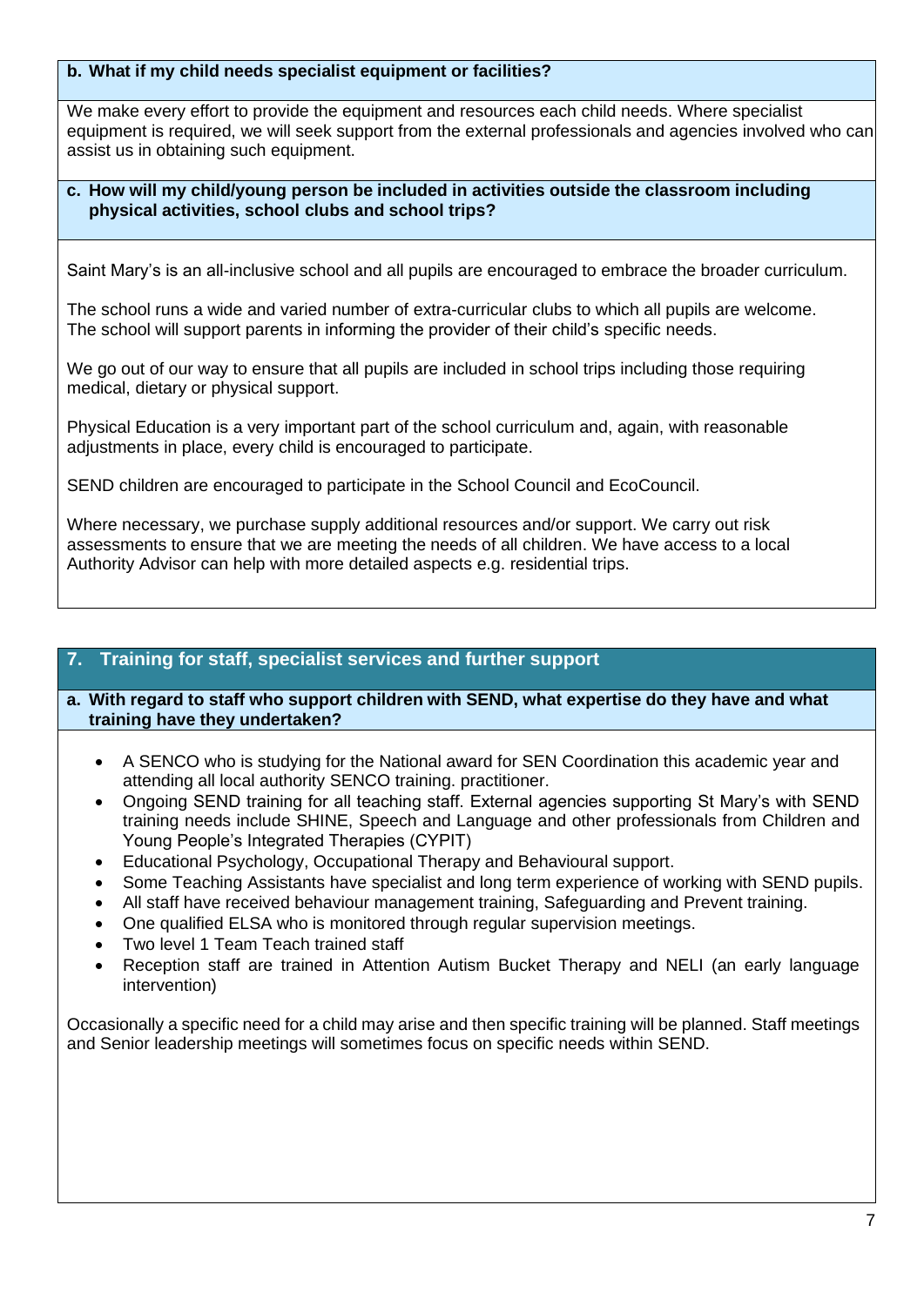### b. What if my child needs specialist equipment or facilities?

We make every effort to provide the equipment and resources each child needs. Where specialist equipment is required, we will seek support from the external professionals and agencies involved who can assist us in obtaining such equipment.

### c. How will my child/young person be included in activities outside the classroom including physical activities, school clubs and school trips?

Saint Mary's is an all-inclusive school and all pupils are encouraged to embrace the broader curriculum.

The school runs a wide and varied number of extra-curricular clubs to which all pupils are welcome. The school will support parents in informing the provider of their child's specific needs.

We go out of our way to ensure that all pupils are included in school trips including those requiring medical, dietary or physical support.

Physical Education is a very important part of the school curriculum and, again, with reasonable adjustments in place, every child is encouraged to participate.

SEND children are encouraged to participate in the School Council and EcoCouncil.

Where necessary, we purchase supply additional resources and/or support. We carry out risk assessments to ensure that we are meeting the needs of all children. We have access to a local Authority Advisor can help with more detailed aspects e.g. residential trips.

## 7. Training for staff, specialist services and further support

### a. With regard to staff who support children with SEND, what expertise do they have and what training have they undertaken?

- A SENCO who is studying for the National award for SEN Coordination this academic year and attending all local authority SENCO training. practitioner.
- Ongoing SEND training for all teaching staff. External agencies supporting St Mary's with SEND training needs include SHINE, Speech and Language and other professionals from Children and Young People's Integrated Therapies (CYPIT)
- Educational Psychology, Occupational Therapy and Behavioural support.
- Some Teaching Assistants have specialist and long term experience of working with SEND pupils.
- All staff have received behaviour management training, Safeguarding and Prevent training.
- One qualified ELSA who is monitored through regular supervision meetings.
- Two level 1 Team Teach trained staff
- Reception staff are trained in Attention Autism Bucket Therapy and NELI (an early language intervention)

Occasionally a specific need for a child may arise and then specific training will be planned. Staff meetings and Senior leadership meetings will sometimes focus on specific needs within SEND.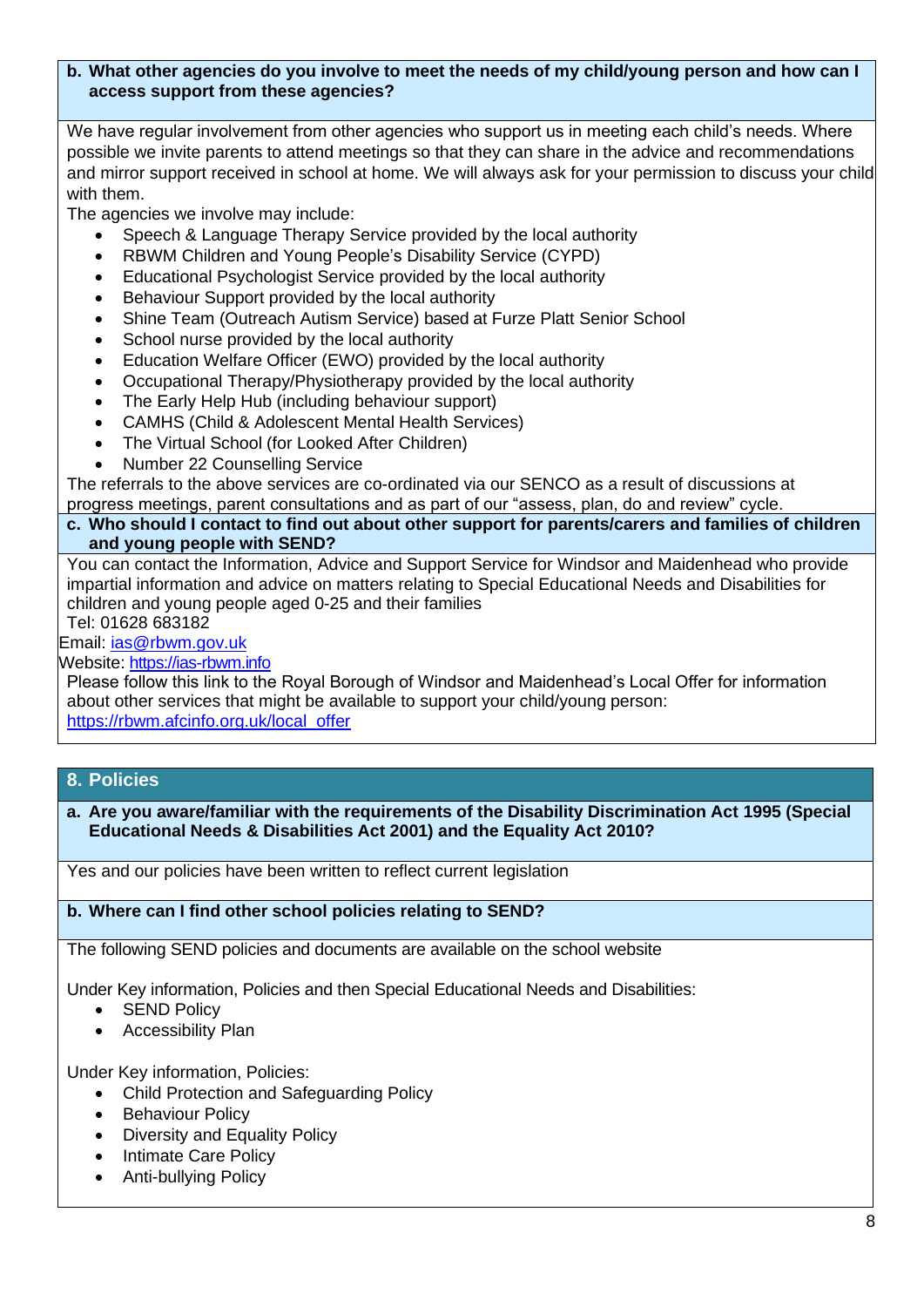### b. What other agencies do you involve to meet the needs of my child/young person and how can I access support from these agencies?

We have regular involvement from other agencies who support us in meeting each child's needs. Where possible we invite parents to attend meetings so that they can share in the advice and recommendations and mirror support received in school at home. We will always ask for your permission to discuss your child with them.

The agencies we involve may include:

- Speech & Language Therapy Service provided by the local authority
- RBWM Children and Young People's Disability Service (CYPD)
- Educational Psychologist Service provided by the local authority
- Behaviour Support provided by the local authority
- Shine Team (Outreach Autism Service) based at Furze Platt Senior School
- School nurse provided by the local authority
- Education Welfare Officer (EWO) provided by the local authority
- Occupational Therapy/Physiotherapy provided by the local authority
- The Early Help Hub (including behaviour support)
- CAMHS (Child & Adolescent Mental Health Services)
- The Virtual School (for Looked After Children)
- Number 22 Counselling Service

The referrals to the above services are co-ordinated via our SENCO as a result of discussions at progress meetings, parent consultations and as part of our "assess, plan, do and review" cycle.

### c. Who should I contact to find out about other support for parents/carers and families of children and young people with SEND?

You can contact the Information, Advice and Support Service for Windsor and Maidenhead who provide impartial information and advice on matters relating to Special Educational Needs and Disabilities for children and young people aged 0-25 and their families

Tel: 01628 683182

Email: ias@rbwm.gov.uk

Website: https://ias-rbwm.info

Please follow this link to the Royal Borough of Windsor and Maidenhead's Local Offer for information about other services that might be available to support your child/young person: https://rbwm.afcinfo.org.uk/local_offer

## 8. Policies

### a. Are you aware/familiar with the requirements of the Disability Discrimination Act 1995 (Special Educational Needs & Disabilities Act 2001) and the Equality Act 2010?

Yes and our policies have been written to reflect current legislation

### b. Where can I find other school policies relating to SEND?

The following SEND policies and documents are available on the school website

Under Key information, Policies and then Special Educational Needs and Disabilities:

- SEND Policy
- Accessibility Plan

Under Key information, Policies:

- Child Protection and Safeguarding Policy
- Behaviour Policy
- Diversity and Equality Policy
- Intimate Care Policy
- Anti-bullying Policy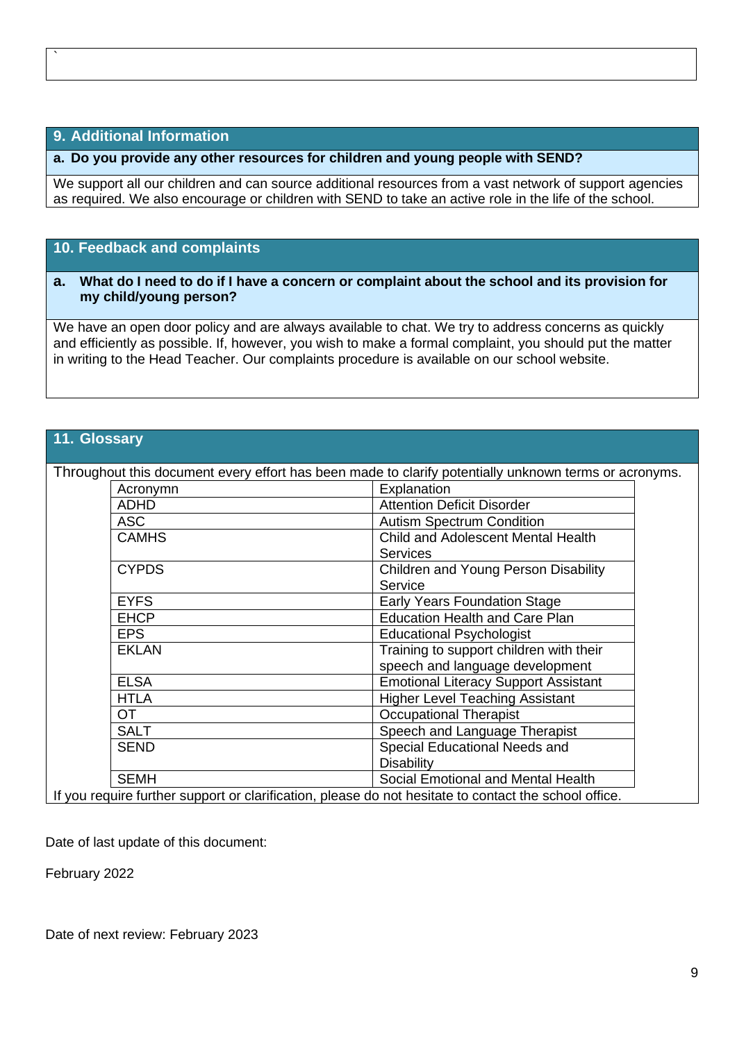`

## 9. Additional Information

**a. Do you provide any other resources for children and young people with SEND?**

We support all our children and can source additional resources from a vast network of support agencies as required. We also encourage or children with SEND to take an active role in the life of the school.

## 10. Feedback and complaints

**a. What do I need to do if I have a concern or complaint about the school and its provision for my child/young person?**

We have an open door policy and are always available to chat. We try to address concerns as quickly and efficiently as possible. If, however, you wish to make a formal complaint, you should put the matter in writing to the Head Teacher. Our complaints procedure is available on our school website.

## 11. Glossary

Throughout this document every effort has been made to clarify potentially unknown terms or acronyms.

| Acronymn | Explanation |
|---|---|
| ADHD | Attention Deficit Disorder |
| ASC | Autism Spectrum Condition |
| CAMHS | Child and Adolescent Mental Health Services |
| CYPDS | Children and Young Person Disability Service |
| EYFS | Early Years Foundation Stage |
| EHCP | Education Health and Care Plan |
| EPS | Educational Psychologist |
| EKLAN | Training to support children with their speech and language development |
| ELSA | Emotional Literacy Support Assistant |
| HTLA | Higher Level Teaching Assistant |
| OT | Occupational Therapist |
| SALT | Speech and Language Therapist |
| SEND | Special Educational Needs and Disability |
| SEMH | Social Emotional and Mental Health |

If you require further support or clarification, please do not hesitate to contact the school office.

Date of last update of this document:

February 2022

Date of next review: February 2023